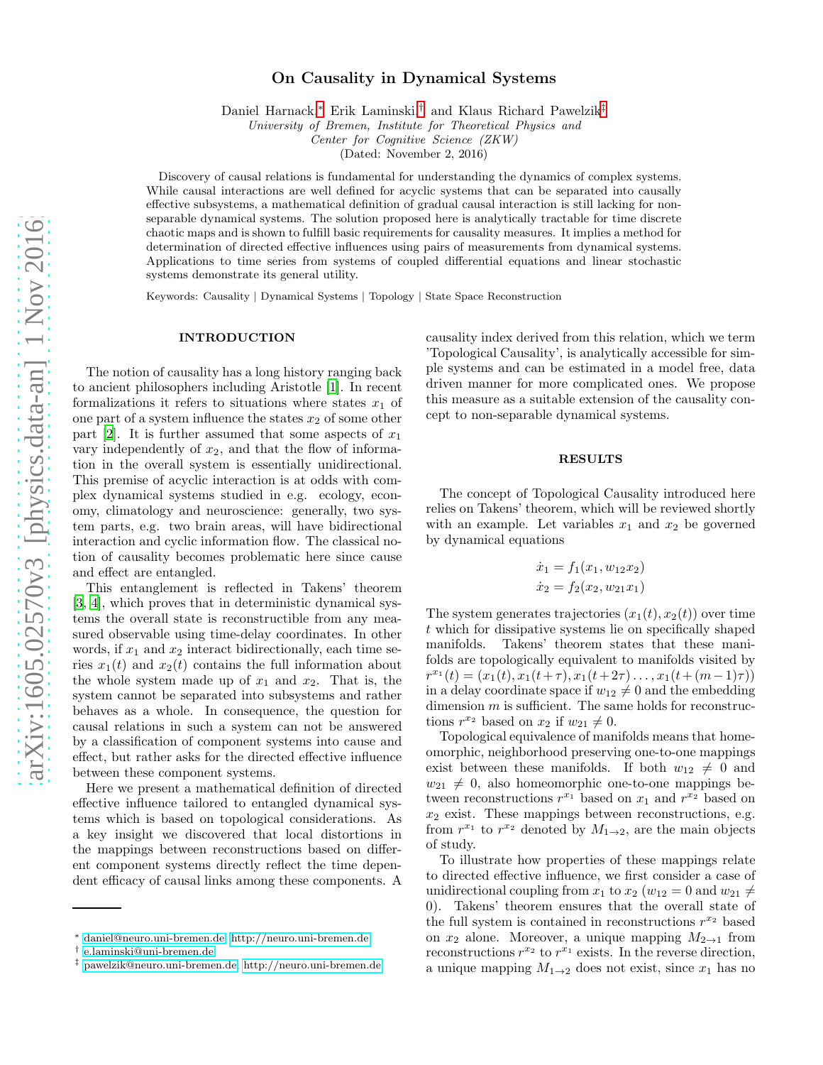# On Causality in Dynamical Systems

Daniel Harnack,[*] Erik Laminski,[†] and Klaus Richard Pawelzik[‡]

*University of Bremen, Institute for Theoretical Physics and*
*Center for Cognitive Science (ZKW)*
(Dated: November 2, 2016)

Discovery of causal relations is fundamental for understanding the dynamics of complex systems. While causal interactions are well defined for acyclic systems that can be separated into causally effective subsystems, a mathematical definition of gradual causal interaction is still lacking for non-separable dynamical systems. The solution proposed here is analytically tractable for time discrete chaotic maps and is shown to fulfill basic requirements for causality measures. It implies a method for determination of directed effective influences using pairs of measurements from dynamical systems. Applications to time series from systems of coupled differential equations and linear stochastic systems demonstrate its general utility.

Keywords: Causality | Dynamical Systems | Topology | State Space Reconstruction

## INTRODUCTION

The notion of causality has a long history ranging back to ancient philosophers including Aristotle [1]. In recent formalizations it refers to situations where states $x_1$ of one part of a system influence the states $x_2$ of some other part [2]. It is further assumed that some aspects of $x_1$ vary independently of $x_2$, and that the flow of information in the overall system is essentially unidirectional. This premise of acyclic interaction is at odds with complex dynamical systems studied in e.g. ecology, economy, climatology and neuroscience: generally, two system parts, e.g. two brain areas, will have bidirectional interaction and cyclic information flow. The classical notion of causality becomes problematic here since cause and effect are entangled.

This entanglement is reflected in Takens' theorem [3, 4], which proves that in deterministic dynamical systems the overall state is reconstructible from any measured observable using time-delay coordinates. In other words, if $x_1$ and $x_2$ interact bidirectionally, each time series $x_1(t)$ and $x_2(t)$ contains the full information about the whole system made up of $x_1$ and $x_2$. That is, the system cannot be separated into subsystems and rather behaves as a whole. In consequence, the question for causal relations in such a system can not be answered by a classification of component systems into cause and effect, but rather asks for the directed effective influence between these component systems.

Here we present a mathematical definition of directed effective influence tailored to entangled dynamical systems which is based on topological considerations. As a key insight we discovered that local distortions in the mappings between reconstructions based on different component systems directly reflect the time dependent efficacy of causal links among these components. A causality index derived from this relation, which we term 'Topological Causality', is analytically accessible for simple systems and can be estimated in a model free, data driven manner for more complicated ones. We propose this measure as a suitable extension of the causality concept to non-separable dynamical systems.

## RESULTS

The concept of Topological Causality introduced here relies on Takens' theorem, which will be reviewed shortly with an example. Let variables $x_1$ and $x_2$ be governed by dynamical equations

$$\dot{x}_1 = f_1(x_1, w_{12}x_2)$$
$$\dot{x}_2 = f_2(x_2, w_{21}x_1)$$

The system generates trajectories $(x_1(t), x_2(t))$ over time $t$ which for dissipative systems lie on specifically shaped manifolds. Takens' theorem states that these manifolds are topologically equivalent to manifolds visited by $r^{x_1}(t) = (x_1(t), x_1(t+\tau), x_1(t+2\tau)\ldots, x_1(t+(m-1)\tau))$ in a delay coordinate space if $w_{12} \neq 0$ and the embedding dimension $m$ is sufficient. The same holds for reconstructions $r^{x_2}$ based on $x_2$ if $w_{21} \neq 0$.

Topological equivalence of manifolds means that homeomorphic, neighborhood preserving one-to-one mappings exist between these manifolds. If both $w_{12} \neq 0$ and $w_{21} \neq 0$, also homeomorphic one-to-one mappings between reconstructions $r^{x_1}$ based on $x_1$ and $r^{x_2}$ based on $x_2$ exist. These mappings between reconstructions, e.g. from $r^{x_1}$ to $r^{x_2}$ denoted by $M_{1\to2}$, are the main objects of study.

To illustrate how properties of these mappings relate to directed effective influence, we first consider a case of unidirectional coupling from $x_1$ to $x_2$ ($w_{12} = 0$ and $w_{21} \neq 0$). Takens' theorem ensures that the overall state of the full system is contained in reconstructions $r^{x_2}$ based on $x_2$ alone. Moreover, a unique mapping $M_{2\to1}$ from reconstructions $r^{x_2}$ to $r^{x_1}$ exists. In the reverse direction, a unique mapping $M_{1\to2}$ does not exist, since $x_1$ has no

---

[*] daniel@neuro.uni-bremen.de; http://neuro.uni-bremen.de
[†] e.laminski@uni-bremen.de
[‡] pawelzik@neuro.uni-bremen.de; http://neuro.uni-bremen.de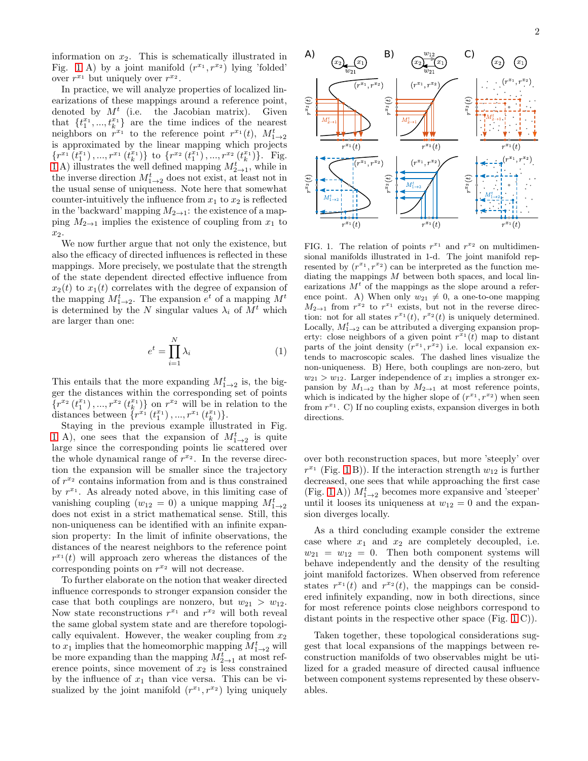information on $x_2$. This is schematically illustrated in Fig. 1 A) by a joint manifold $(r^{x_1}, r^{x_2})$ lying 'folded' over $r^{x_1}$ but uniquely over $r^{x_2}$.

In practice, we will analyze properties of localized linearizations of these mappings around a reference point, denoted by $M^t$ (i.e. the Jacobian matrix). Given that $\{t_1^{x_1}, ..., t_k^{x_1}\}$ are the time indices of the nearest neighbors on $r^{x_1}$ to the reference point $r^{x_1}(t)$, $M^t_{1\to 2}$ is approximated by the linear mapping which projects $\{r^{x_1}(t_1^{x_1}), ..., r^{x_1}(t_k^{x_1})\}$ to $\{r^{x_2}(t_1^{x_1}), ..., r^{x_2}(t_k^{x_1})\}$. Fig. 1 A) illustrates the well defined mapping $M^t_{2\to 1}$, while in the inverse direction $M^t_{1\to 2}$ does not exist, at least not in the usual sense of uniqueness. Note here that somewhat counter-intuitively the influence from $x_1$ to $x_2$ is reflected in the 'backward' mapping $M_{2\to 1}$: the existence of a mapping $M_{2\to 1}$ implies the existence of coupling from $x_1$ to $x_2$.

We now further argue that not only the existence, but also the efficacy of directed influences is reflected in these mappings. More precisely, we postulate that the strength of the state dependent directed effective influence from $x_2(t)$ to $x_1(t)$ correlates with the degree of expansion of the mapping $M^t_{1\to 2}$. The expansion $e^t$ of a mapping $M^t$ is determined by the $N$ singular values $\lambda_i$ of $M^t$ which are larger than one:

$$e^t = \prod_{i=1}^{N} \lambda_i \tag{1}$$

This entails that the more expanding $M^t_{1\to 2}$ is, the bigger the distances within the corresponding set of points $\{r^{x_2}(t_1^{x_1}), ..., r^{x_2}(t_k^{x_1})\}$ on $r^{x_2}$ will be in relation to the distances between $\{r^{x_1}(t_1^{x_1}), ..., r^{x_1}(t_k^{x_1})\}$.

Staying in the previous example illustrated in Fig. 1 A), one sees that the expansion of $M^t_{1\to 2}$ is quite large since the corresponding points lie scattered over the whole dynamical range of $r^{x_2}$. In the reverse direction the expansion will be smaller since the trajectory of $r^{x_2}$ contains information from and is thus constrained by $r^{x_1}$. As already noted above, in this limiting case of vanishing coupling ($w_{12} = 0$) a unique mapping $M^t_{1\to 2}$ does not exist in a strict mathematical sense. Still, this non-uniqueness can be identified with an infinite expansion property: In the limit of infinite observations, the distances of the nearest neighbors to the reference point $r^{x_1}(t)$ will approach zero whereas the distances of the corresponding points on $r^{x_2}$ will not decrease.

To further elaborate on the notion that weaker directed influence corresponds to stronger expansion consider the case that both couplings are nonzero, but $w_{21} > w_{12}$. Now state reconstructions $r^{x_1}$ and $r^{x_2}$ will both reveal the same global system state and are therefore topologically equivalent. However, the weaker coupling from $x_2$ to $x_1$ implies that the homeomorphic mapping $M^t_{1\to 2}$ will be more expanding than the mapping $M^t_{2\to 1}$ at most reference points, since movement of $x_2$ is less constrained by the influence of $x_1$ than vice versa. This can be visualized by the joint manifold $(r^{x_1}, r^{x_2})$ lying uniquely over both reconstruction spaces, but more 'steeply' over $r^{x_1}$ (Fig. 1 B)). If the interaction strength $w_{12}$ is further decreased, one sees that while approaching the first case (Fig. 1 A)) $M^t_{1\to 2}$ becomes more expansive and 'steeper' until it looses its uniqueness at $w_{12} = 0$ and the expansion diverges locally.

FIG. 1. The relation of points $r^{x_1}$ and $r^{x_2}$ on multidimensional manifolds illustrated in 1-d. The joint manifold represented by $(r^{x_1}, r^{x_2})$ can be interpreted as the function mediating the mappings $M$ between both spaces, and local linearizations $M^t$ of the mappings as the slope around a reference point. A) When only $w_{21} \neq 0$, a one-to-one mapping $M_{2\to 1}$ from $r^{x_2}$ to $r^{x_1}$ exists, but not in the reverse direction: not for all states $r^{x_1}(t)$, $r^{x_2}(t)$ is uniquely determined. Locally, $M^t_{1\to 2}$ can be attributed a diverging expansion property: close neighbors of a given point $r^{x_1}(t)$ map to distant parts of the joint density $(r^{x_1}, r^{x_2})$ i.e. local expansion extends to macroscopic scales. The dashed lines visualize the non-uniqueness. B) Here, both couplings are non-zero, but $w_{21} > w_{12}$. Larger independence of $x_1$ implies a stronger expansion by $M_{1\to 2}$ than by $M_{2\to 1}$ at most reference points, which is indicated by the higher slope of $(r^{x_1}, r^{x_2})$ when seen from $r^{x_1}$. C) If no coupling exists, expansion diverges in both directions.

As a third concluding example consider the extreme case where $x_1$ and $x_2$ are completely decoupled, i.e. $w_{21} = w_{12} = 0$. Then both component systems will behave independently and the density of the resulting joint manifold factorizes. When observed from reference states $r^{x_1}(t)$ and $r^{x_2}(t)$, the mappings can be considered infinitely expanding, now in both directions, since for most reference points close neighbors correspond to distant points in the respective other space (Fig. 1 C)).

Taken together, these topological considerations suggest that local expansions of the mappings between reconstruction manifolds of two observables might be utilized for a graded measure of directed causal influence between component systems represented by these observables.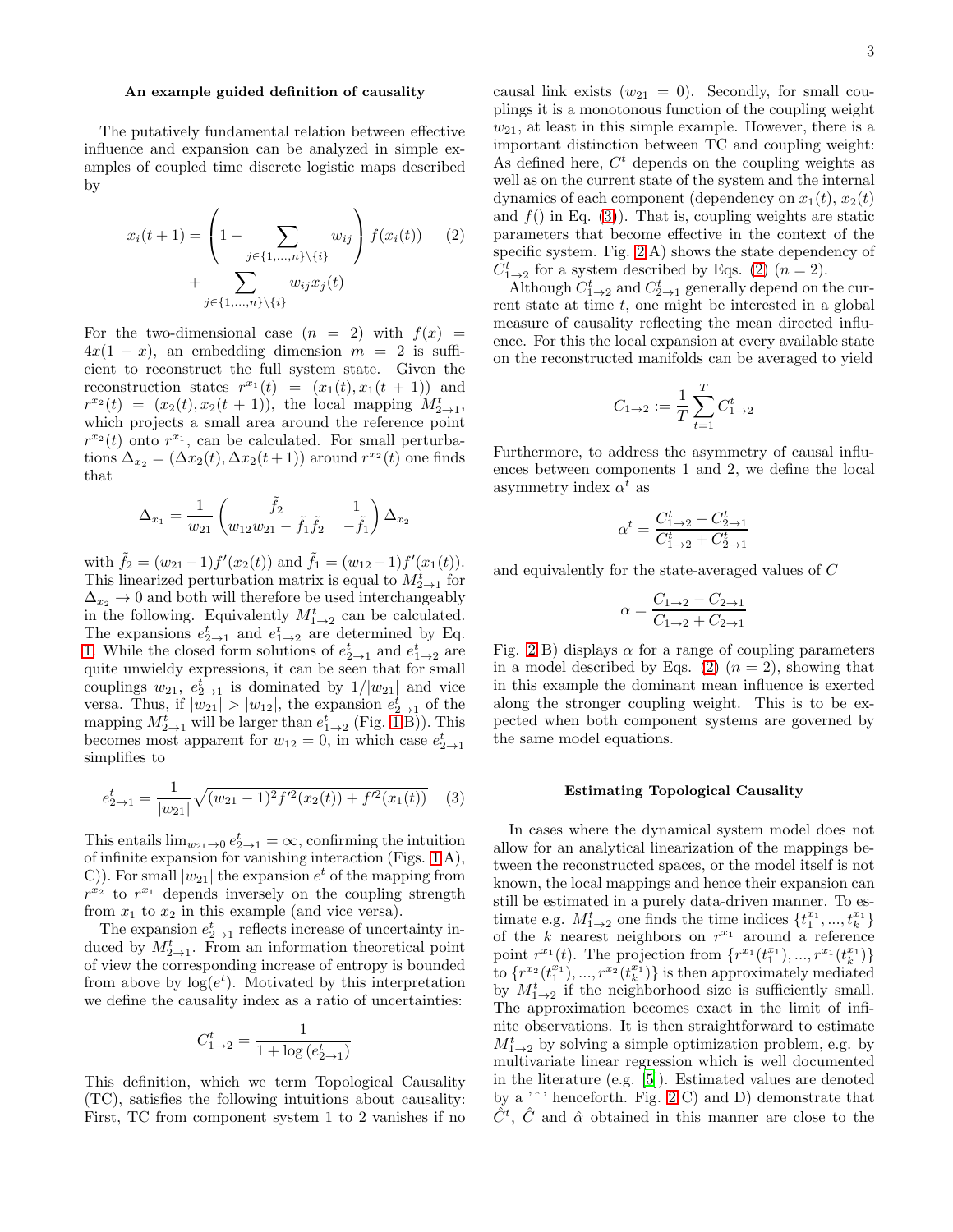### An example guided definition of causality

The putatively fundamental relation between effective influence and expansion can be analyzed in simple examples of coupled time discrete logistic maps described by

$$x_i(t+1) = \left(1 - \sum_{j\in\{1,\dots,n\}\setminus\{i\}} w_{ij}\right) f(x_i(t)) + \sum_{j\in\{1,\dots,n\}\setminus\{i\}} w_{ij} x_j(t) \tag{2}$$

For the two-dimensional case ($n = 2$) with $f(x) = 4x(1-x)$, an embedding dimension $m = 2$ is sufficient to reconstruct the full system state. Given the reconstruction states $r^{x_1}(t) = (x_1(t), x_1(t+1))$ and $r^{x_2}(t) = (x_2(t), x_2(t+1))$, the local mapping $M^t_{2\to1}$, which projects a small area around the reference point $r^{x_2}(t)$ onto $r^{x_1}$, can be calculated. For small perturbations $\Delta_{x_2} = (\Delta x_2(t), \Delta x_2(t+1))$ around $r^{x_2}(t)$ one finds that

$$\Delta_{x_1} = \frac{1}{w_{21}} \begin{pmatrix} \tilde{f}_2 & 1 \\ w_{12}w_{21} - \tilde{f}_1\tilde{f}_2 & -\tilde{f}_1 \end{pmatrix} \Delta_{x_2}$$

with $\tilde{f}_2 = (w_{21}-1)f'(x_2(t))$ and $\tilde{f}_1 = (w_{12}-1)f'(x_1(t))$. This linearized perturbation matrix is equal to $M^t_{2\to1}$ for $\Delta_{x_2} \to 0$ and both will therefore be used interchangeably in the following. Equivalently $M^t_{1\to2}$ can be calculated. The expansions $e^t_{2\to1}$ and $e^t_{1\to2}$ are determined by Eq. 1. While the closed form solutions of $e^t_{2\to1}$ and $e^t_{1\to2}$ are quite unwieldy expressions, it can be seen that for small couplings $w_{21}$, $e^t_{2\to1}$ is dominated by $1/|w_{21}|$ and vice versa. Thus, if $|w_{21}| > |w_{12}|$, the expansion $e^t_{2\to1}$ of the mapping $M^t_{2\to1}$ will be larger than $e^t_{1\to2}$ (Fig. 1B)). This becomes most apparent for $w_{12} = 0$, in which case $e^t_{2\to1}$ simplifies to

$$e^t_{2\to1} = \frac{1}{|w_{21}|}\sqrt{(w_{21}-1)^2 f'^2(x_2(t)) + f'^2(x_1(t))} \tag{3}$$

This entails $\lim_{w_{21}\to0} e^t_{2\to1} = \infty$, confirming the intuition of infinite expansion for vanishing interaction (Figs. 1A), C)). For small $|w_{21}|$ the expansion $e^t$ of the mapping from $r^{x_2}$ to $r^{x_1}$ depends inversely on the coupling strength from $x_1$ to $x_2$ in this example (and vice versa).

The expansion $e^t_{2\to1}$ reflects increase of uncertainty induced by $M^t_{2\to1}$. From an information theoretical point of view the corresponding increase of entropy is bounded from above by $\log(e^t)$. Motivated by this interpretation we define the causality index as a ratio of uncertainties:

$$C^t_{1\to2} = \frac{1}{1 + \log\left(e^t_{2\to1}\right)}$$

This definition, which we term Topological Causality (TC), satisfies the following intuitions about causality: First, TC from component system 1 to 2 vanishes if no causal link exists ($w_{21} = 0$). Secondly, for small couplings it is a monotonous function of the coupling weight $w_{21}$, at least in this simple example. However, there is a important distinction between TC and coupling weight: As defined here, $C^t$ depends on the coupling weights as well as on the current state of the system and the internal dynamics of each component (dependency on $x_1(t)$, $x_2(t)$ and $f()$ in Eq. (3)). That is, coupling weights are static parameters that become effective in the context of the specific system. Fig. 2 A) shows the state dependency of $C^t_{1\to2}$ for a system described by Eqs. (2) ($n = 2$).

Although $C^t_{1\to2}$ and $C^t_{2\to1}$ generally depend on the current system state at time $t$, one might be interested in a global measure of causality reflecting the mean directed influence. For this the local expansion at every available state on the reconstructed manifolds can be averaged to yield

$$C_{1\to2} := \frac{1}{T}\sum_{t=1}^{T} C^t_{1\to2}$$

Furthermore, to address the asymmetry of causal influences between components 1 and 2, we define the local asymmetry index $\alpha^t$ as

$$\alpha^t = \frac{C^t_{1\to2} - C^t_{2\to1}}{C^t_{1\to2} + C^t_{2\to1}}$$

and equivalently for the state-averaged values of $C$

$$\alpha = \frac{C_{1\to2} - C_{2\to1}}{C_{1\to2} + C_{2\to1}}$$

Fig. 2 B) displays $\alpha$ for a range of coupling parameters in a model described by Eqs. (2) ($n = 2$), showing that in this example the dominant mean influence is exerted along the stronger coupling weight. This is to be expected when both component systems are governed by the same model equations.

### Estimating Topological Causality

In cases where the dynamical system model does not allow for an analytical linearization of the mappings between the reconstructed spaces, or the model itself is not known, the local mappings and hence their expansion can still be estimated in a purely data-driven manner. To estimate e.g. $M^t_{1\to2}$ one finds the time indices $\{t^{x_1}_1, ..., t^{x_1}_k\}$ of the $k$ nearest neighbors on $r^{x_1}$ around a reference point $r^{x_1}(t)$. The projection from $\{r^{x_1}(t^{x_1}_1), ..., r^{x_1}(t^{x_1}_k)\}$ to $\{r^{x_2}(t^{x_1}_1), ..., r^{x_2}(t^{x_1}_k)\}$ is then approximately mediated by $M^t_{1\to2}$ if the neighborhood size is sufficiently small. The approximation becomes exact in the limit of infinite observations. It is then straightforward to estimate $M^t_{1\to2}$ by solving a simple optimization problem, e.g. by multivariate linear regression which is well documented in the literature (e.g. [5]). Estimated values are denoted by a '$\hat{\ }$' henceforth. Fig. 2 C) and D) demonstrate that $\hat{C}^t$, $\hat{C}$ and $\hat{\alpha}$ obtained in this manner are close to the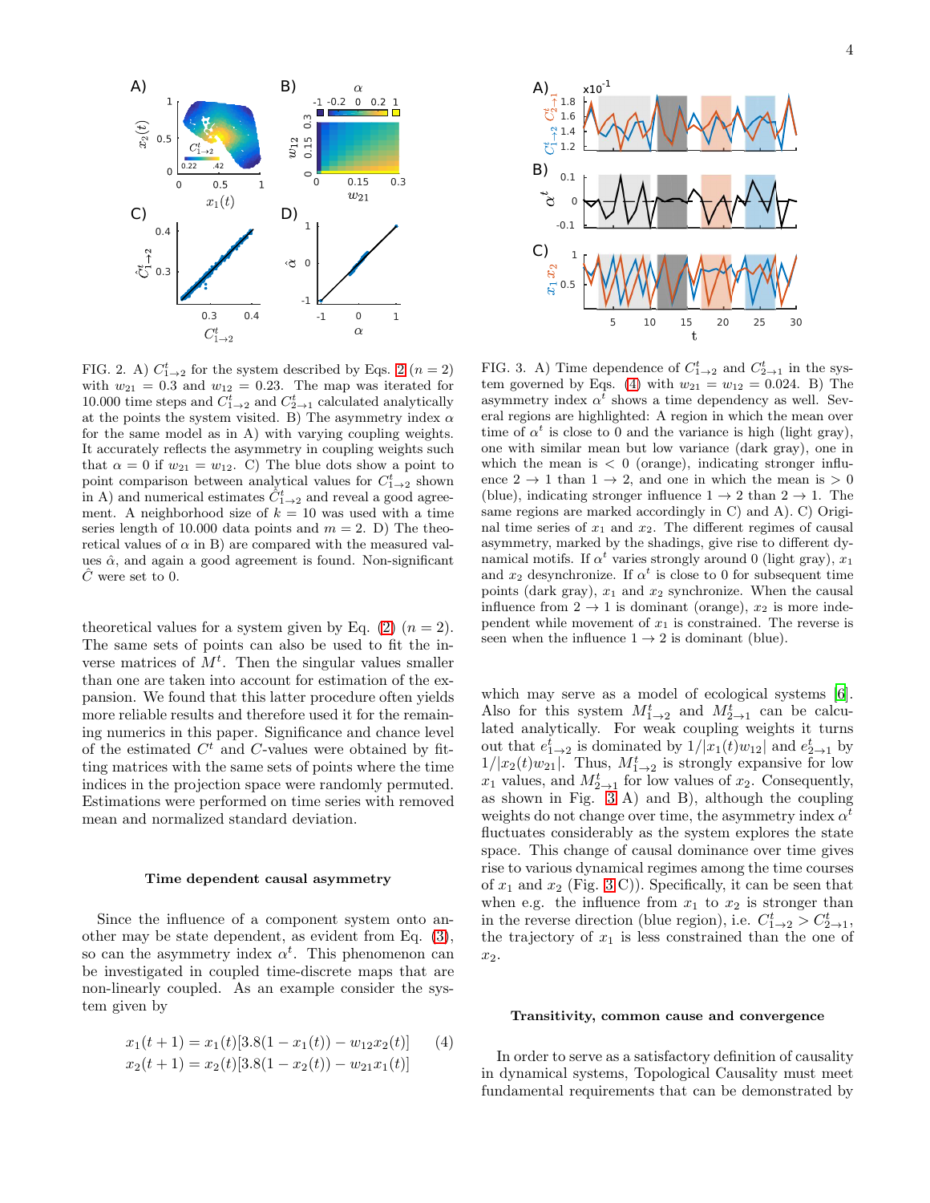FIG. 2. A) $C^t_{1\to 2}$ for the system described by Eqs. 2 ($n = 2$) with $w_{21} = 0.3$ and $w_{12} = 0.23$. The map was iterated for 10.000 time steps and $C^t_{1\to 2}$ and $C^t_{2\to 1}$ calculated analytically at the points the system visited. B) The asymmetry index $\alpha$ for the same model as in A) with varying coupling weights. It accurately reflects the asymmetry in coupling weights such that $\alpha = 0$ if $w_{21} = w_{12}$. C) The blue dots show a point to point comparison between analytical values for $C^t_{1\to 2}$ shown in A) and numerical estimates $\hat{C}^t_{1\to 2}$ and reveal a good agreement. A neighborhood size of $k = 10$ was used with a time series length of 10.000 data points and $m = 2$. D) The theoretical values of $\alpha$ in B) are compared with the measured values $\hat{\alpha}$, and again a good agreement is found. Non-significant $\hat{C}$ were set to 0.

FIG. 3. A) Time dependence of $C^t_{1\to 2}$ and $C^t_{2\to 1}$ in the system governed by Eqs. (4) with $w_{21} = w_{12} = 0.024$. B) The asymmetry index $\alpha^t$ shows a time dependency as well. Several regions are highlighted: A region in which the mean over time of $\alpha^t$ is close to 0 and the variance is high (light gray), one with similar mean but low variance (dark gray), one in which the mean is $< 0$ (orange), indicating stronger influence $2 \to 1$ than $1 \to 2$, and one in which the mean is $> 0$ (blue), indicating stronger influence $1 \to 2$ than $2 \to 1$. The same regions are marked accordingly in C) and A). C) Original time series of $x_1$ and $x_2$. The different regimes of causal asymmetry, marked by the shadings, give rise to different dynamical motifs. If $\alpha^t$ varies strongly around 0 (light gray), $x_1$ and $x_2$ desynchronize. If $\alpha^t$ is close to 0 for subsequent time points (dark gray), $x_1$ and $x_2$ synchronize. When the causal influence from $2 \to 1$ is dominant (orange), $x_2$ is more independent while movement of $x_1$ is constrained. The reverse is seen when the influence $1 \to 2$ is dominant (blue).

theoretical values for a system given by Eq. (2) ($n = 2$). The same sets of points can also be used to fit the inverse matrices of $M^t$. Then the singular values smaller than one are taken into account for estimation of the expansion. We found that this latter procedure often yields more reliable results and therefore used it for the remaining numerics in this paper. Significance and chance level of the estimated $C^t$ and $C$-values were obtained by fitting matrices with the same sets of points where the time indices in the projection space were randomly permuted. Estimations were performed on time series with removed mean and normalized standard deviation.

### Time dependent causal asymmetry

Since the influence of a component system onto another may be state dependent, as evident from Eq. (3), so can the asymmetry index $\alpha^t$. This phenomenon can be investigated in coupled time-discrete maps that are non-linearly coupled. As an example consider the system given by

$$x_1(t+1) = x_1(t)[3.8(1 - x_1(t)) - w_{12}x_2(t)] \qquad (4)$$
$$x_2(t+1) = x_2(t)[3.8(1 - x_2(t)) - w_{21}x_1(t)]$$

which may serve as a model of ecological systems [6]. Also for this system $M^t_{1\to 2}$ and $M^t_{2\to 1}$ can be calculated analytically. For weak coupling weights it turns out that $e^t_{1\to 2}$ is dominated by $1/|x_1(t)w_{12}|$ and $e^t_{2\to 1}$ by $1/|x_2(t)w_{21}|$. Thus, $M^t_{1\to 2}$ is strongly expansive for low $x_1$ values, and $M^t_{2\to 1}$ for low values of $x_2$. Consequently, as shown in Fig. 3 A) and B), although the coupling weights do not change over time, the asymmetry index $\alpha^t$ fluctuates considerably as the system explores the state space. This change of causal dominance over time gives rise to various dynamical regimes among the time courses of $x_1$ and $x_2$ (Fig. 3 C)). Specifically, it can be seen that when e.g. the influence from $x_1$ to $x_2$ is stronger than in the reverse direction (blue region), i.e. $C^t_{1\to 2} > C^t_{2\to 1}$, the trajectory of $x_1$ is less constrained than the one of $x_2$.

### Transitivity, common cause and convergence

In order to serve as a satisfactory definition of causality in dynamical systems, Topological Causality must meet fundamental requirements that can be demonstrated by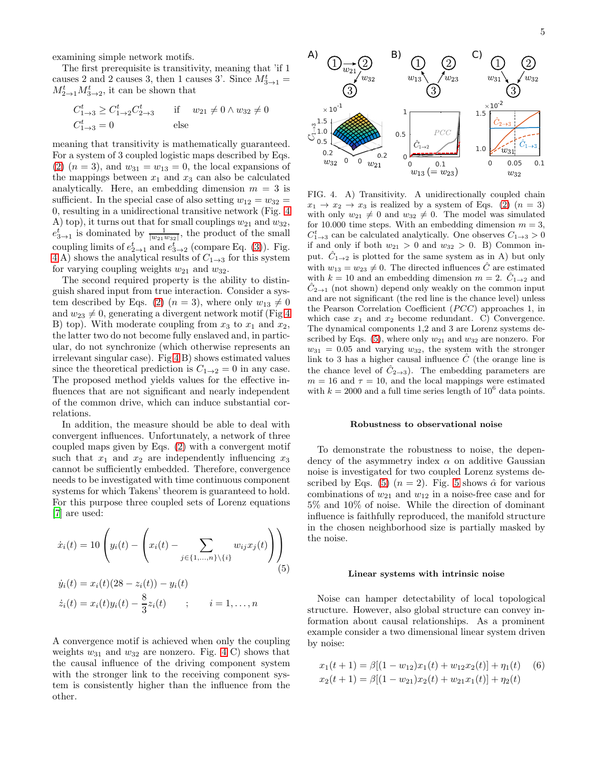examining simple network motifs.

The first prerequisite is transitivity, meaning that 'if 1 causes 2 and 2 causes 3, then 1 causes 3'. Since $M^t_{3\to1} = M^t_{2\to1} M^t_{3\to2}$, it can be shown that

$$
\begin{aligned}
C^t_{1\to3} &\geq C^t_{1\to2} C^t_{2\to3} \qquad \text{if} \quad w_{21} \neq 0 \wedge w_{32} \neq 0 \\
C^t_{1\to3} &= 0 \qquad\qquad\qquad \text{else}
\end{aligned}
$$

meaning that transitivity is mathematically guaranteed. For a system of 3 coupled logistic maps described by Eqs. (2) ($n = 3$), and $w_{31} = w_{13} = 0$, the local expansions of the mappings between $x_1$ and $x_3$ can also be calculated analytically. Here, an embedding dimension $m = 3$ is sufficient. In the special case of also setting $w_{12} = w_{32} = 0$, resulting in a unidirectional transitive network (Fig. 4 A) top), it turns out that for small couplings $w_{21}$ and $w_{32}$, $e^t_{3\to1}$ is dominated by $\frac{1}{|w_{21}w_{32}|}$, the product of the small coupling limits of $e^t_{2\to1}$ and $e^t_{3\to2}$ (compare Eq. (3)). Fig. 4 A) shows the analytical results of $C_{1\to3}$ for this system for varying coupling weights $w_{21}$ and $w_{32}$.

The second required property is the ability to distinguish shared input from true interaction. Consider a system described by Eqs. (2) ($n = 3$), where only $w_{13} \neq 0$ and $w_{23} \neq 0$, generating a divergent network motif (Fig 4 B) top). With moderate coupling from $x_3$ to $x_1$ and $x_2$, the latter two do not become fully enslaved and, in particular, do not synchronize (which otherwise represents an irrelevant singular case). Fig 4 B) shows estimated values since the theoretical prediction is $C_{1\to2} = 0$ in any case. The proposed method yields values for the effective influences that are not significant and nearly independent of the common drive, which can induce substantial correlations.

In addition, the measure should be able to deal with convergent influences. Unfortunately, a network of three coupled maps given by Eqs. (2) with a convergent motif such that $x_1$ and $x_2$ are independently influencing $x_3$ cannot be sufficiently embedded. Therefore, convergence needs to be investigated with time continuous component systems for which Takens' theorem is guaranteed to hold. For this purpose three coupled sets of Lorenz equations [7] are used:

$$
\begin{aligned}
\dot{x}_i(t) &= 10\left(y_i(t) - \left(x_i(t) - \sum_{j\in\{1,\ldots,n\}\setminus\{i\}} w_{ij}x_j(t)\right)\right) \qquad (5)\\
\dot{y}_i(t) &= x_i(t)(28 - z_i(t)) - y_i(t) \\
\dot{z}_i(t) &= x_i(t)y_i(t) - \frac{8}{3}z_i(t) \qquad ; \qquad i = 1,\ldots,n
\end{aligned}
$$

A convergence motif is achieved when only the coupling weights $w_{31}$ and $w_{32}$ are nonzero. Fig. 4 C) shows that the causal influence of the driving component system with the stronger link to the receiving component system is consistently higher than the influence from the other.

FIG. 4. A) Transitivity. A unidirectionally coupled chain $x_1 \to x_2 \to x_3$ is realized by a system of Eqs. (2) ($n = 3$) with only $w_{21} \neq 0$ and $w_{32} \neq 0$. The model was simulated for 10.000 time steps. With an embedding dimension $m = 3$, $C^t_{1\to3}$ can be calculated analytically. One observes $C_{1\to3} > 0$ if and only if both $w_{21} > 0$ and $w_{32} > 0$. B) Common input. $\hat{C}_{1\to2}$ is plotted for the same system as in A) but only with $w_{13} = w_{23} \neq 0$. The directed influences $\hat{C}$ are estimated with $k = 10$ and an embedding dimension $m = 2$. $\hat{C}_{1\to2}$ and $\hat{C}_{2\to1}$ (not shown) depend only weakly on the common input and are not significant (the red line is the chance level) unless the Pearson Correlation Coefficient ($PCC$) approaches 1, in which case $x_1$ and $x_2$ become redundant. C) Convergence. The dynamical components 1,2 and 3 are Lorenz systems described by Eqs. (5), where only $w_{21}$ and $w_{32}$ are nonzero. For $w_{31} = 0.05$ and varying $w_{32}$, the system with the stronger link to 3 has a higher causal influence $\hat{C}$ (the orange line is the chance level of $\hat{C}_{2\to3}$). The embedding parameters are $m = 16$ and $\tau = 10$, and the local mappings were estimated with $k = 2000$ and a full time series length of $10^6$ data points.

### Robustness to observational noise

To demonstrate the robustness to noise, the dependency of the asymmetry index $\alpha$ on additive Gaussian noise is investigated for two coupled Lorenz systems described by Eqs. (5) ($n = 2$). Fig. 5 shows $\hat{\alpha}$ for various combinations of $w_{21}$ and $w_{12}$ in a noise-free case and for 5% and 10% of noise. While the direction of dominant influence is faithfully reproduced, the manifold structure in the chosen neighborhood size is partially masked by the noise.

### Linear systems with intrinsic noise

Noise can hamper detectability of local topological structure. However, also global structure can convey information about causal relationships. As a prominent example consider a two dimensional linear system driven by noise:

$$
\begin{aligned}
x_1(t+1) &= \beta[(1 - w_{12})x_1(t) + w_{12}x_2(t)] + \eta_1(t) \qquad (6)\\
x_2(t+1) &= \beta[(1 - w_{21})x_2(t) + w_{21}x_1(t)] + \eta_2(t)
\end{aligned}
$$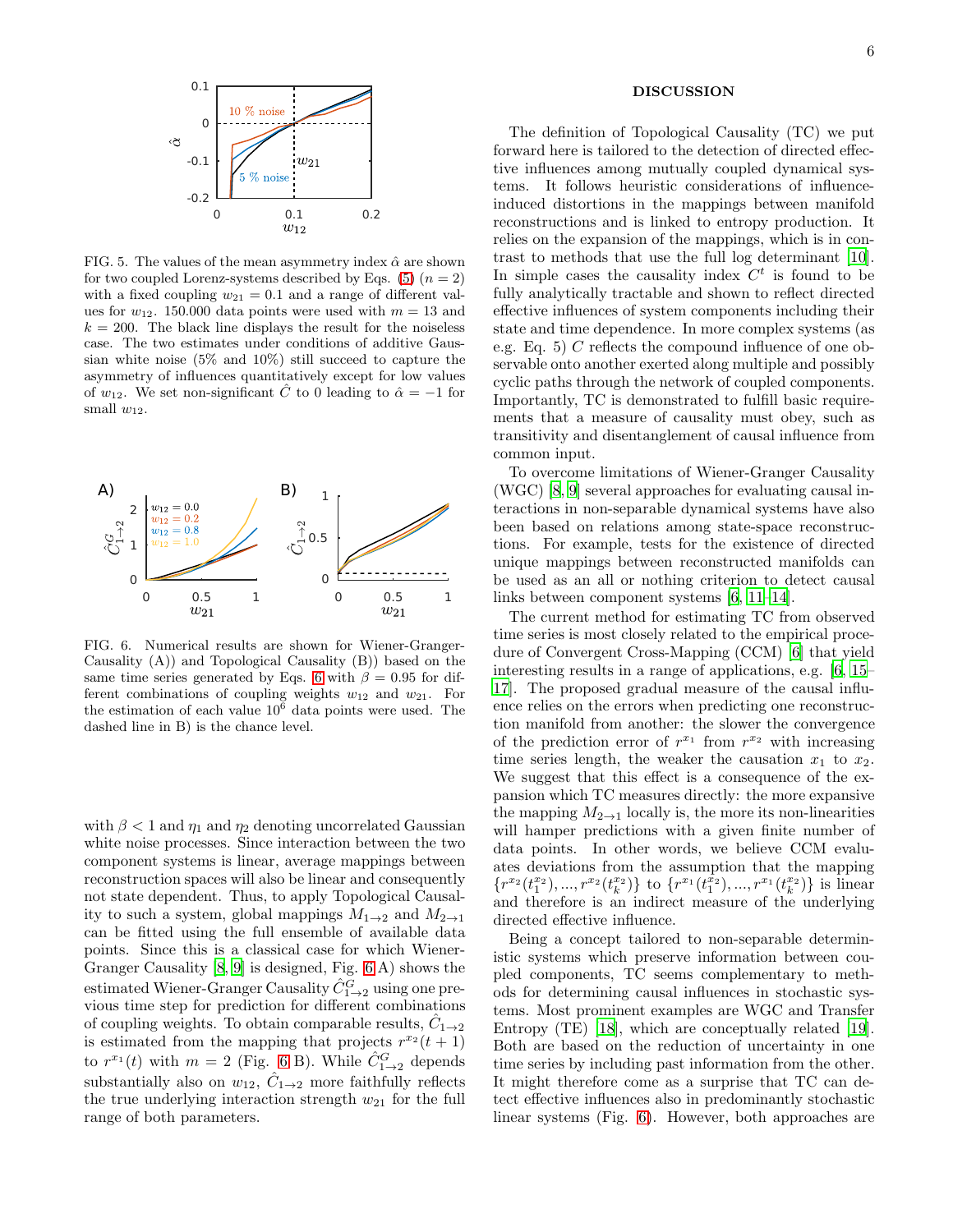FIG. 5. The values of the mean asymmetry index $\hat{\alpha}$ are shown for two coupled Lorenz-systems described by Eqs. (5) ($n = 2$) with a fixed coupling $w_{21} = 0.1$ and a range of different values for $w_{12}$. 150.000 data points were used with $m = 13$ and $k = 200$. The black line displays the result for the noiseless case. The two estimates under conditions of additive Gaussian white noise (5% and 10%) still succeed to capture the asymmetry of influences quantitatively except for low values of $w_{12}$. We set non-significant $\hat{C}$ to 0 leading to $\hat{\alpha} = -1$ for small $w_{12}$.

FIG. 6. Numerical results are shown for Wiener-Granger-Causality (A)) and Topological Causality (B)) based on the same time series generated by Eqs. 6 with $\beta = 0.95$ for different combinations of coupling weights $w_{12}$ and $w_{21}$. For the estimation of each value $10^6$ data points were used. The dashed line in B) is the chance level.

with $\beta < 1$ and $\eta_1$ and $\eta_2$ denoting uncorrelated Gaussian white noise processes. Since interaction between the two component systems is linear, average mappings between reconstruction spaces will also be linear and consequently not state dependent. Thus, to apply Topological Causality to such a system, global mappings $M_{1\to 2}$ and $M_{2\to 1}$ can be fitted using the full ensemble of available data points. Since this is a classical case for which Wiener-Granger Causality [8, 9] is designed, Fig. 6A) shows the estimated Wiener-Granger Causality $\hat{C}^G_{1\to 2}$ using one previous time step for prediction for different combinations of coupling weights. To obtain comparable results, $\hat{C}_{1\to 2}$ is estimated from the mapping that projects $r^{x_2}(t+1)$ to $r^{x_1}(t)$ with $m = 2$ (Fig. 6 B). While $\hat{C}^G_{1\to 2}$ depends substantially also on $w_{12}$, $\hat{C}_{1\to 2}$ more faithfully reflects the true underlying interaction strength $w_{21}$ for the full range of both parameters.

## DISCUSSION

The definition of Topological Causality (TC) we put forward here is tailored to the detection of directed effective influences among mutually coupled dynamical systems. It follows heuristic considerations of influence-induced distortions in the mappings between manifold reconstructions and is linked to entropy production. It relies on the expansion of the mappings, which is in contrast to methods that use the full log determinant [10]. In simple cases the causality index $C^t$ is found to be fully analytically tractable and shown to reflect directed effective influences of system components including their state and time dependence. In more complex systems (as e.g. Eq. 5) $C$ reflects the compound influence of one observable onto another exerted along multiple and possibly cyclic paths through the network of coupled components. Importantly, TC is demonstrated to fulfill basic requirements that a measure of causality must obey, such as transitivity and disentanglement of causal influence from common input.

To overcome limitations of Wiener-Granger Causality (WGC) [8, 9] several approaches for evaluating causal interactions in non-separable dynamical systems have also been based on relations among state-space reconstructions. For example, tests for the existence of directed unique mappings between reconstructed manifolds can be used as an all or nothing criterion to detect causal links between component systems [6, 11–14].

The current method for estimating TC from observed time series is most closely related to the empirical procedure of Convergent Cross-Mapping (CCM) [6] that yield interesting results in a range of applications, e.g. [6, 15–17]. The proposed gradual measure of the causal influence relies on the errors when predicting one reconstruction manifold from another: the slower the convergence of the prediction error of $r^{x_1}$ from $r^{x_2}$ with increasing time series length, the weaker the causation $x_1$ to $x_2$. We suggest that this effect is a consequence of the expansion which TC measures directly: the more expansive the mapping $M_{2\to 1}$ locally is, the more its non-linearities will hamper predictions with a given finite number of data points. In other words, we believe CCM evaluates deviations from the assumption that the mapping $\{r^{x_2}(t_1^{x_2}), ..., r^{x_2}(t_k^{x_2})\}$ to $\{r^{x_1}(t_1^{x_2}), ..., r^{x_1}(t_k^{x_2})\}$ is linear and therefore is an indirect measure of the underlying directed effective influence.

Being a concept tailored to non-separable deterministic systems which preserve information between coupled components, TC seems complementary to methods for determining causal influences in stochastic systems. Most prominent examples are WGC and Transfer Entropy (TE) [18], which are conceptually related [19]. Both are based on the reduction of uncertainty in one time series by including past information from the other. It might therefore come as a surprise that TC can detect effective influences also in predominantly stochastic linear systems (Fig. 6). However, both approaches are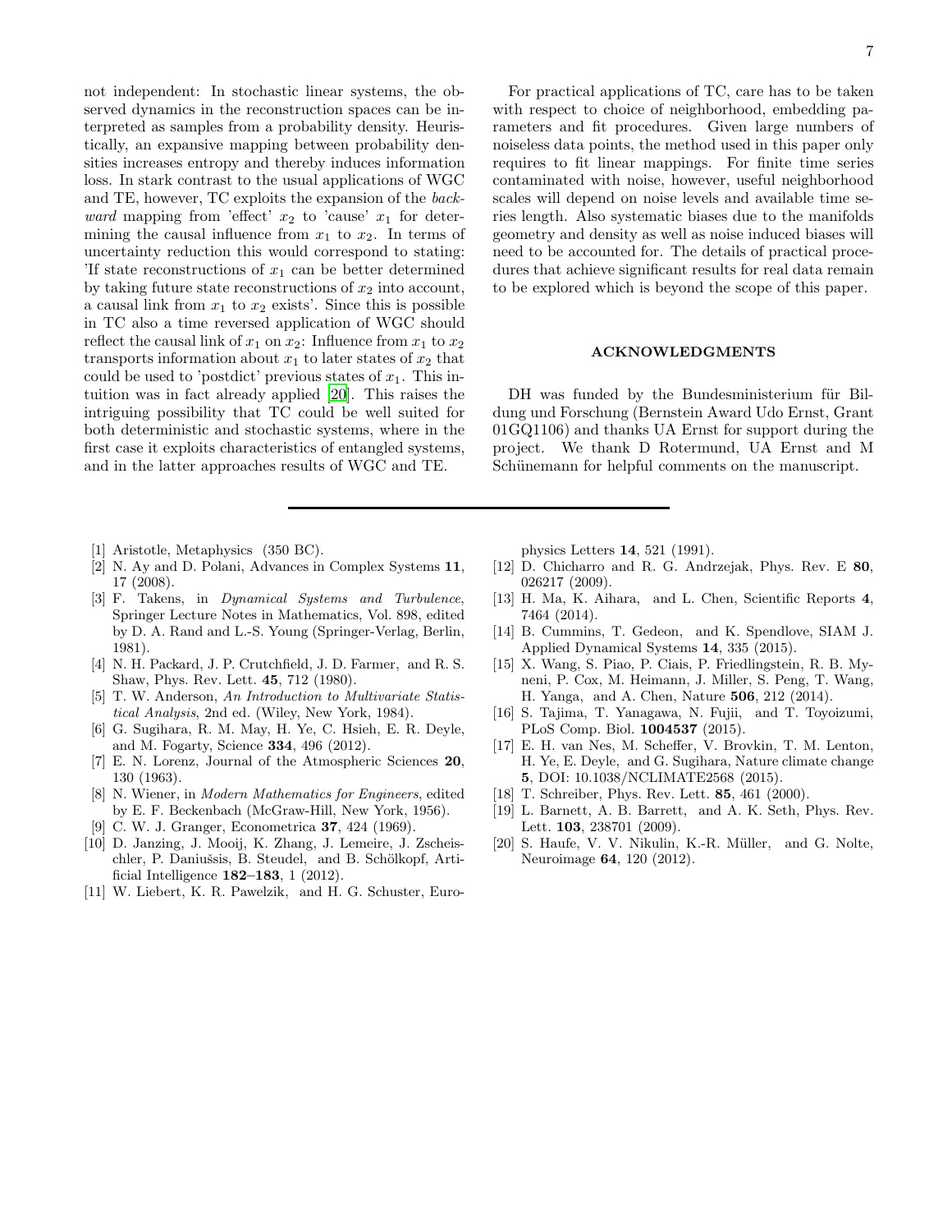not independent: In stochastic linear systems, the observed dynamics in the reconstruction spaces can be interpreted as samples from a probability density. Heuristically, an expansive mapping between probability densities increases entropy and thereby induces information loss. In stark contrast to the usual applications of WGC and TE, however, TC exploits the expansion of the *backward* mapping from 'effect' $x_2$ to 'cause' $x_1$ for determining the causal influence from $x_1$ to $x_2$. In terms of uncertainty reduction this would correspond to stating: 'If state reconstructions of $x_1$ can be better determined by taking future state reconstructions of $x_2$ into account, a causal link from $x_1$ to $x_2$ exists'. Since this is possible in TC also a time reversed application of WGC should reflect the causal link of $x_1$ on $x_2$: Influence from $x_1$ to $x_2$ transports information about $x_1$ to later states of $x_2$ that could be used to 'postdict' previous states of $x_1$. This intuition was in fact already applied [20]. This raises the intriguing possibility that TC could be well suited for both deterministic and stochastic systems, where in the first case it exploits characteristics of entangled systems, and in the latter approaches results of WGC and TE.

For practical applications of TC, care has to be taken with respect to choice of neighborhood, embedding parameters and fit procedures. Given large numbers of noiseless data points, the method used in this paper only requires to fit linear mappings. For finite time series contaminated with noise, however, useful neighborhood scales will depend on noise levels and available time series length. Also systematic biases due to the manifolds geometry and density as well as noise induced biases will need to be accounted for. The details of practical procedures that achieve significant results for real data remain to be explored which is beyond the scope of this paper.

## ACKNOWLEDGMENTS

DH was funded by the Bundesministerium für Bildung und Forschung (Bernstein Award Udo Ernst, Grant 01GQ1106) and thanks UA Ernst for support during the project. We thank D Rotermund, UA Ernst and M Schünemann for helpful comments on the manuscript.

---

[1] Aristotle, Metaphysics (350 BC).

[2] N. Ay and D. Polani, Advances in Complex Systems **11**, 17 (2008).

[3] F. Takens, in *Dynamical Systems and Turbulence*, Springer Lecture Notes in Mathematics, Vol. 898, edited by D. A. Rand and L.-S. Young (Springer-Verlag, Berlin, 1981).

[4] N. H. Packard, J. P. Crutchfield, J. D. Farmer, and R. S. Shaw, Phys. Rev. Lett. **45**, 712 (1980).

[5] T. W. Anderson, *An Introduction to Multivariate Statistical Analysis*, 2nd ed. (Wiley, New York, 1984).

[6] G. Sugihara, R. M. May, H. Ye, C. Hsieh, E. R. Deyle, and M. Fogarty, Science **334**, 496 (2012).

[7] E. N. Lorenz, Journal of the Atmospheric Sciences **20**, 130 (1963).

[8] N. Wiener, in *Modern Mathematics for Engineers*, edited by E. F. Beckenbach (McGraw-Hill, New York, 1956).

[9] C. W. J. Granger, Econometrica **37**, 424 (1969).

[10] D. Janzing, J. Mooij, K. Zhang, J. Lemeire, J. Zscheischler, P. Daniušsis, B. Steudel, and B. Schölkopf, Artificial Intelligence **182–183**, 1 (2012).

[11] W. Liebert, K. R. Pawelzik, and H. G. Schuster, Europhysics Letters **14**, 521 (1991).

[12] D. Chicharro and R. G. Andrzejak, Phys. Rev. E **80**, 026217 (2009).

[13] H. Ma, K. Aihara, and L. Chen, Scientific Reports **4**, 7464 (2014).

[14] B. Cummins, T. Gedeon, and K. Spendlove, SIAM J. Applied Dynamical Systems **14**, 335 (2015).

[15] X. Wang, S. Piao, P. Ciais, P. Friedlingstein, R. B. Myneni, P. Cox, M. Heimann, J. Miller, S. Peng, T. Wang, H. Yanga, and A. Chen, Nature **506**, 212 (2014).

[16] S. Tajima, T. Yanagawa, N. Fujii, and T. Toyoizumi, PLoS Comp. Biol. **1004537** (2015).

[17] E. H. van Nes, M. Scheffer, V. Brovkin, T. M. Lenton, H. Ye, E. Deyle, and G. Sugihara, Nature climate change **5**, DOI: 10.1038/NCLIMATE2568 (2015).

[18] T. Schreiber, Phys. Rev. Lett. **85**, 461 (2000).

[19] L. Barnett, A. B. Barrett, and A. K. Seth, Phys. Rev. Lett. **103**, 238701 (2009).

[20] S. Haufe, V. V. Nikulin, K.-R. Müller, and G. Nolte, Neuroimage **64**, 120 (2012).